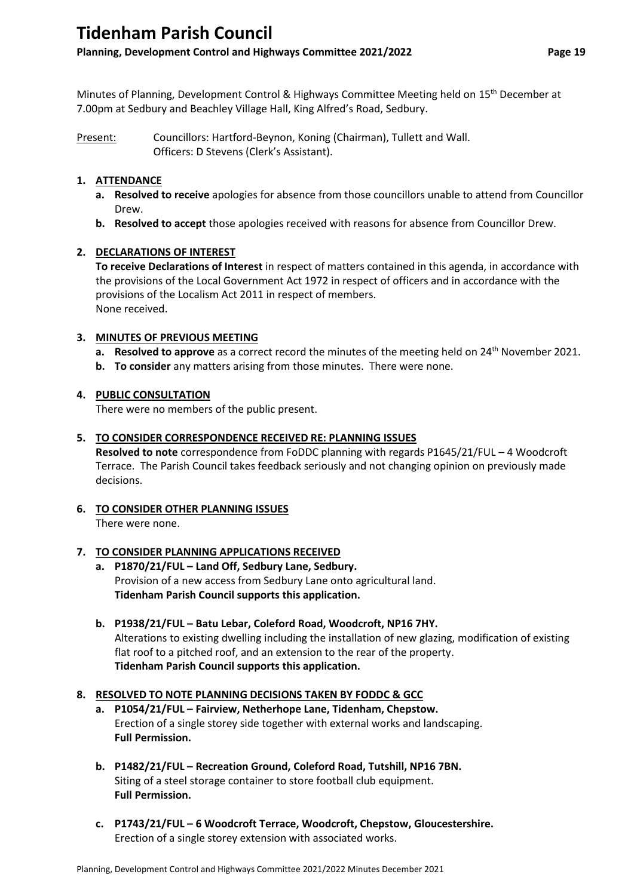# Tidenham Parish Council

**Planning, Development Control and Highways Committee 2021/2022**

Minutes of Planning, Development Control & Highways Committee Meeting held on 15th December at 7.00pm at Sedbury and Beachley Village Hall, King Alfred's Road, Sedbury.

Present: Councillors: Hartford-Beynon, Koning (Chairman), Tullett and Wall.
Officers: D Stevens (Clerk's Assistant).

1. **ATTENDANCE**
   a. **Resolved to receive** apologies for absence from those councillors unable to attend from Councillor Drew.
   b. **Resolved to accept** those apologies received with reasons for absence from Councillor Drew.

2. **DECLARATIONS OF INTEREST**
   **To receive Declarations of Interest** in respect of matters contained in this agenda, in accordance with the provisions of the Local Government Act 1972 in respect of officers and in accordance with the provisions of the Localism Act 2011 in respect of members.
   None received.

3. **MINUTES OF PREVIOUS MEETING**
   a. **Resolved to approve** as a correct record the minutes of the meeting held on 24th November 2021.
   b. **To consider** any matters arising from those minutes. There were none.

4. **PUBLIC CONSULTATION**
   There were no members of the public present.

5. **TO CONSIDER CORRESPONDENCE RECEIVED RE: PLANNING ISSUES**
   **Resolved to note** correspondence from FoDDC planning with regards P1645/21/FUL – 4 Woodcroft Terrace. The Parish Council takes feedback seriously and not changing opinion on previously made decisions.

6. **TO CONSIDER OTHER PLANNING ISSUES**
   There were none.

7. **TO CONSIDER PLANNING APPLICATIONS RECEIVED**
   a. **P1870/21/FUL – Land Off, Sedbury Lane, Sedbury.**
   Provision of a new access from Sedbury Lane onto agricultural land.
   **Tidenham Parish Council supports this application.**

   b. **P1938/21/FUL – Batu Lebar, Coleford Road, Woodcroft, NP16 7HY.**
   Alterations to existing dwelling including the installation of new glazing, modification of existing flat roof to a pitched roof, and an extension to the rear of the property.
   **Tidenham Parish Council supports this application.**

8. **RESOLVED TO NOTE PLANNING DECISIONS TAKEN BY FODDC & GCC**
   a. **P1054/21/FUL – Fairview, Netherhope Lane, Tidenham, Chepstow.**
   Erection of a single storey side together with external works and landscaping.
   **Full Permission.**

   b. **P1482/21/FUL – Recreation Ground, Coleford Road, Tutshill, NP16 7BN.**
   Siting of a steel storage container to store football club equipment.
   **Full Permission.**

   c. **P1743/21/FUL – 6 Woodcroft Terrace, Woodcroft, Chepstow, Gloucestershire.**
   Erection of a single storey extension with associated works.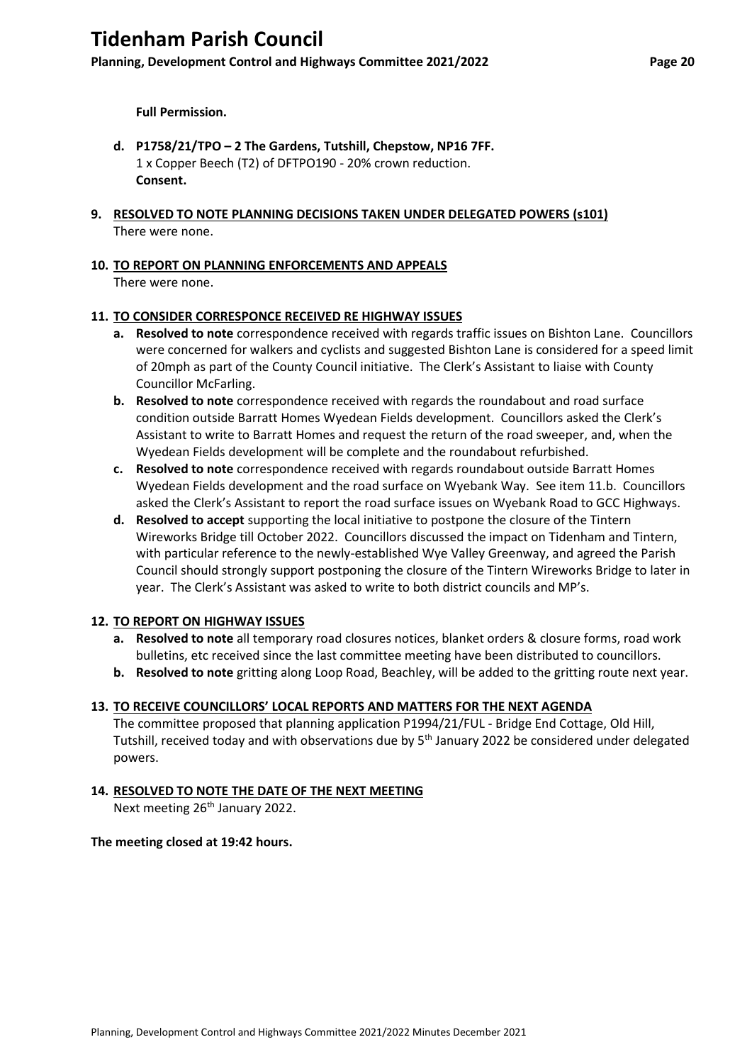**Full Permission.**

d. **P1758/21/TPO – 2 The Gardens, Tutshill, Chepstow, NP16 7FF.**
   1 x Copper Beech (T2) of DFTPO190 - 20% crown reduction.
   **Consent.**

9. **RESOLVED TO NOTE PLANNING DECISIONS TAKEN UNDER DELEGATED POWERS (s101)**
   There were none.

10. **TO REPORT ON PLANNING ENFORCEMENTS AND APPEALS**
    There were none.

11. **TO CONSIDER CORRESPONCE RECEIVED RE HIGHWAY ISSUES**
    a. **Resolved to note** correspondence received with regards traffic issues on Bishton Lane. Councillors were concerned for walkers and cyclists and suggested Bishton Lane is considered for a speed limit of 20mph as part of the County Council initiative. The Clerk's Assistant to liaise with County Councillor McFarling.
    b. **Resolved to note** correspondence received with regards the roundabout and road surface condition outside Barratt Homes Wyedean Fields development. Councillors asked the Clerk's Assistant to write to Barratt Homes and request the return of the road sweeper, and, when the Wyedean Fields development will be complete and the roundabout refurbished.
    c. **Resolved to note** correspondence received with regards roundabout outside Barratt Homes Wyedean Fields development and the road surface on Wyebank Way. See item 11.b. Councillors asked the Clerk's Assistant to report the road surface issues on Wyebank Road to GCC Highways.
    d. **Resolved to accept** supporting the local initiative to postpone the closure of the Tintern Wireworks Bridge till October 2022. Councillors discussed the impact on Tidenham and Tintern, with particular reference to the newly-established Wye Valley Greenway, and agreed the Parish Council should strongly support postponing the closure of the Tintern Wireworks Bridge to later in year. The Clerk's Assistant was asked to write to both district councils and MP's.

12. **TO REPORT ON HIGHWAY ISSUES**
    a. **Resolved to note** all temporary road closures notices, blanket orders & closure forms, road work bulletins, etc received since the last committee meeting have been distributed to councillors.
    b. **Resolved to note** gritting along Loop Road, Beachley, will be added to the gritting route next year.

13. **TO RECEIVE COUNCILLORS' LOCAL REPORTS AND MATTERS FOR THE NEXT AGENDA**
    The committee proposed that planning application P1994/21/FUL - Bridge End Cottage, Old Hill, Tutshill, received today and with observations due by 5th January 2022 be considered under delegated powers.

14. **RESOLVED TO NOTE THE DATE OF THE NEXT MEETING**
    Next meeting 26th January 2022.

**The meeting closed at 19:42 hours.**